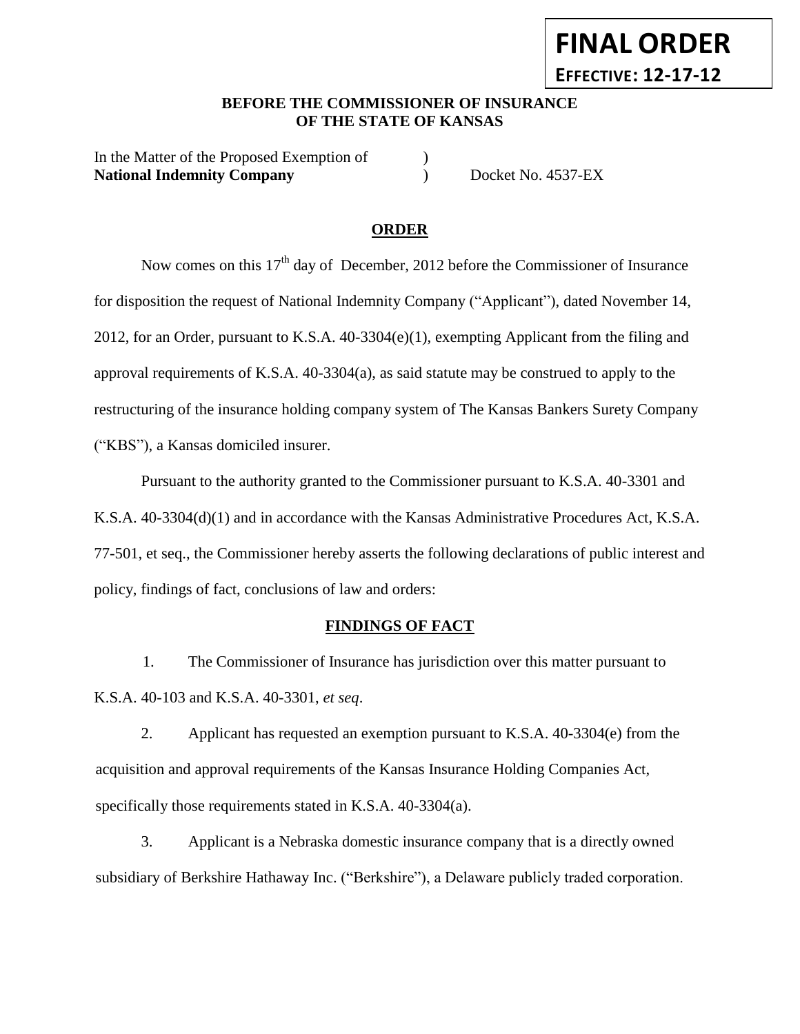**FINAL ORDER**

**EFFECTIVE: 12-17-12**

**BEFORE THE COMMISSIONER OF INSURANCE**
**OF THE STATE OF KANSAS**

In the Matter of the Proposed Exemption of )
**National Indemnity Company** ) Docket No. 4537-EX

## ORDER

Now comes on this 17th day of December, 2012 before the Commissioner of Insurance for disposition the request of National Indemnity Company ("Applicant"), dated November 14, 2012, for an Order, pursuant to K.S.A. 40-3304(e)(1), exempting Applicant from the filing and approval requirements of K.S.A. 40-3304(a), as said statute may be construed to apply to the restructuring of the insurance holding company system of The Kansas Bankers Surety Company ("KBS"), a Kansas domiciled insurer.

Pursuant to the authority granted to the Commissioner pursuant to K.S.A. 40-3301 and K.S.A. 40-3304(d)(1) and in accordance with the Kansas Administrative Procedures Act, K.S.A. 77-501, et seq., the Commissioner hereby asserts the following declarations of public interest and policy, findings of fact, conclusions of law and orders:

## FINDINGS OF FACT

1. The Commissioner of Insurance has jurisdiction over this matter pursuant to K.S.A. 40-103 and K.S.A. 40-3301, *et seq*.

2. Applicant has requested an exemption pursuant to K.S.A. 40-3304(e) from the acquisition and approval requirements of the Kansas Insurance Holding Companies Act, specifically those requirements stated in K.S.A. 40-3304(a).

3. Applicant is a Nebraska domestic insurance company that is a directly owned subsidiary of Berkshire Hathaway Inc. ("Berkshire"), a Delaware publicly traded corporation.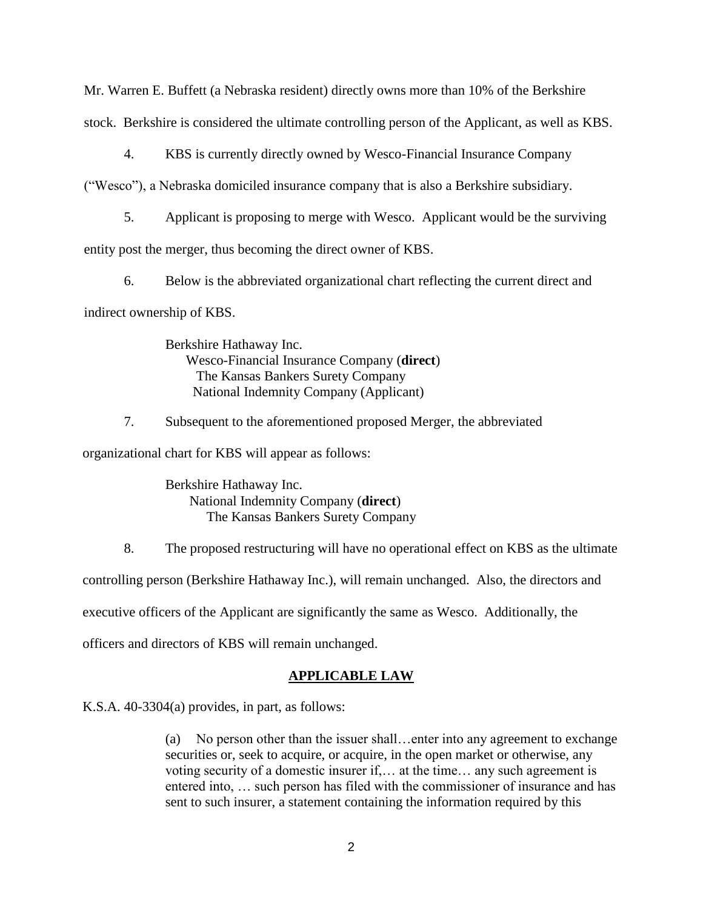Mr. Warren E. Buffett (a Nebraska resident) directly owns more than 10% of the Berkshire stock. Berkshire is considered the ultimate controlling person of the Applicant, as well as KBS.

4. KBS is currently directly owned by Wesco-Financial Insurance Company ("Wesco"), a Nebraska domiciled insurance company that is also a Berkshire subsidiary.

5. Applicant is proposing to merge with Wesco. Applicant would be the surviving entity post the merger, thus becoming the direct owner of KBS.

6. Below is the abbreviated organizational chart reflecting the current direct and indirect ownership of KBS.

> Berkshire Hathaway Inc.
> Wesco-Financial Insurance Company (**direct**)
> The Kansas Bankers Surety Company
> National Indemnity Company (Applicant)

7. Subsequent to the aforementioned proposed Merger, the abbreviated organizational chart for KBS will appear as follows:

> Berkshire Hathaway Inc.
> National Indemnity Company (**direct**)
> The Kansas Bankers Surety Company

8. The proposed restructuring will have no operational effect on KBS as the ultimate controlling person (Berkshire Hathaway Inc.), will remain unchanged. Also, the directors and executive officers of the Applicant are significantly the same as Wesco. Additionally, the officers and directors of KBS will remain unchanged.

## APPLICABLE LAW

K.S.A. 40-3304(a) provides, in part, as follows:

> (a) No person other than the issuer shall…enter into any agreement to exchange securities or, seek to acquire, or acquire, in the open market or otherwise, any voting security of a domestic insurer if,… at the time… any such agreement is entered into, … such person has filed with the commissioner of insurance and has sent to such insurer, a statement containing the information required by this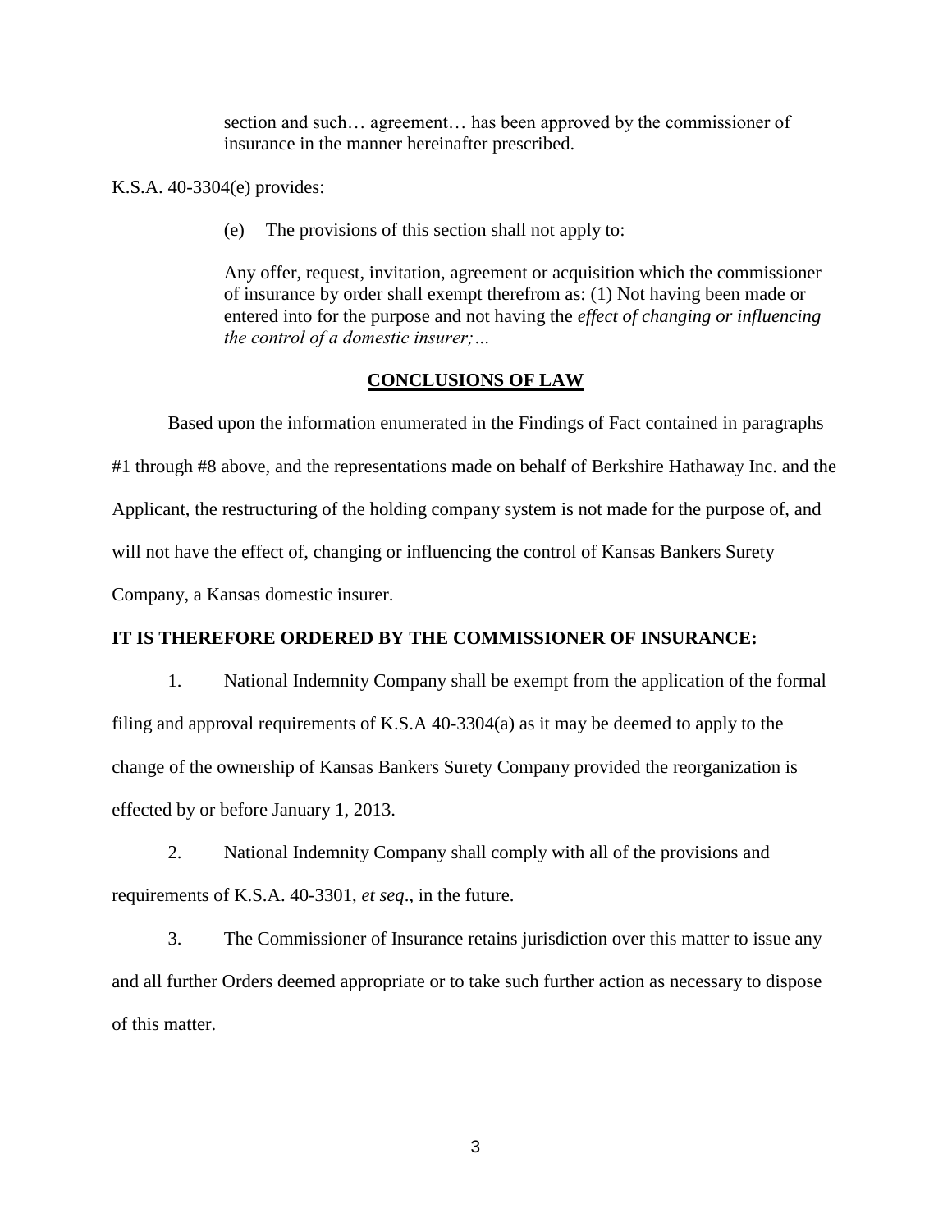> section and such… agreement… has been approved by the commissioner of insurance in the manner hereinafter prescribed.

K.S.A. 40-3304(e) provides:

> (e) The provisions of this section shall not apply to:
>
> Any offer, request, invitation, agreement or acquisition which the commissioner of insurance by order shall exempt therefrom as: (1) Not having been made or entered into for the purpose and not having the *effect of changing or influencing the control of a domestic insurer;…*

## CONCLUSIONS OF LAW

Based upon the information enumerated in the Findings of Fact contained in paragraphs #1 through #8 above, and the representations made on behalf of Berkshire Hathaway Inc. and the Applicant, the restructuring of the holding company system is not made for the purpose of, and will not have the effect of, changing or influencing the control of Kansas Bankers Surety Company, a Kansas domestic insurer.

**IT IS THEREFORE ORDERED BY THE COMMISSIONER OF INSURANCE:**

1. National Indemnity Company shall be exempt from the application of the formal filing and approval requirements of K.S.A 40-3304(a) as it may be deemed to apply to the change of the ownership of Kansas Bankers Surety Company provided the reorganization is effected by or before January 1, 2013.

2. National Indemnity Company shall comply with all of the provisions and requirements of K.S.A. 40-3301, *et seq*., in the future.

3. The Commissioner of Insurance retains jurisdiction over this matter to issue any and all further Orders deemed appropriate or to take such further action as necessary to dispose of this matter.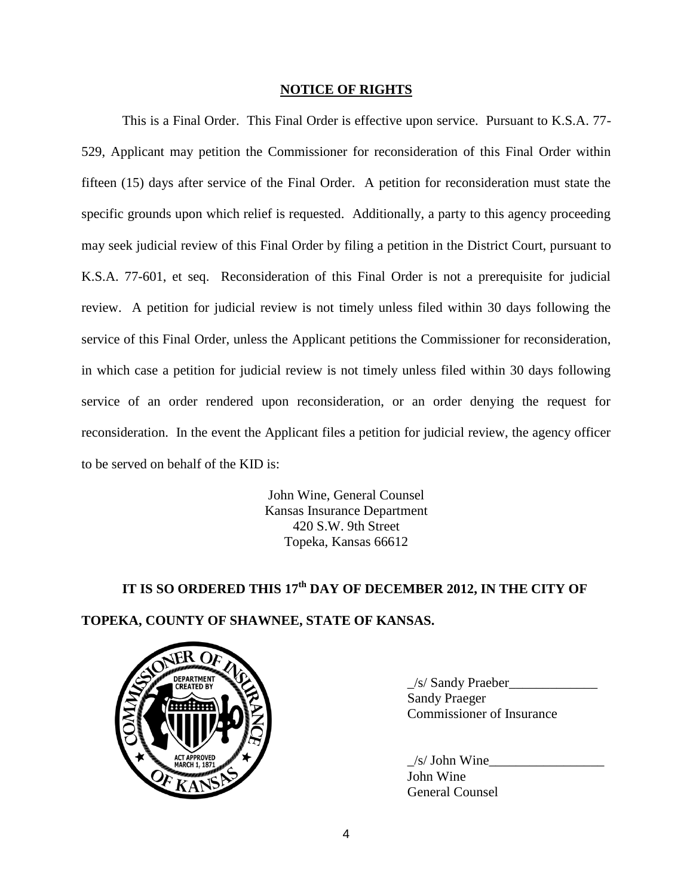## NOTICE OF RIGHTS

This is a Final Order. This Final Order is effective upon service. Pursuant to K.S.A. 77-529, Applicant may petition the Commissioner for reconsideration of this Final Order within fifteen (15) days after service of the Final Order. A petition for reconsideration must state the specific grounds upon which relief is requested. Additionally, a party to this agency proceeding may seek judicial review of this Final Order by filing a petition in the District Court, pursuant to K.S.A. 77-601, et seq. Reconsideration of this Final Order is not a prerequisite for judicial review. A petition for judicial review is not timely unless filed within 30 days following the service of this Final Order, unless the Applicant petitions the Commissioner for reconsideration, in which case a petition for judicial review is not timely unless filed within 30 days following service of an order rendered upon reconsideration, or an order denying the request for reconsideration. In the event the Applicant files a petition for judicial review, the agency officer to be served on behalf of the KID is:

John Wine, General Counsel
Kansas Insurance Department
420 S.W. 9th Street
Topeka, Kansas 66612

**IT IS SO ORDERED THIS 17th DAY OF DECEMBER 2012, IN THE CITY OF TOPEKA, COUNTY OF SHAWNEE, STATE OF KANSAS.**

_/s/ Sandy Praeber_____________
Sandy Praeger
Commissioner of Insurance

_/s/ John Wine_________________
John Wine
General Counsel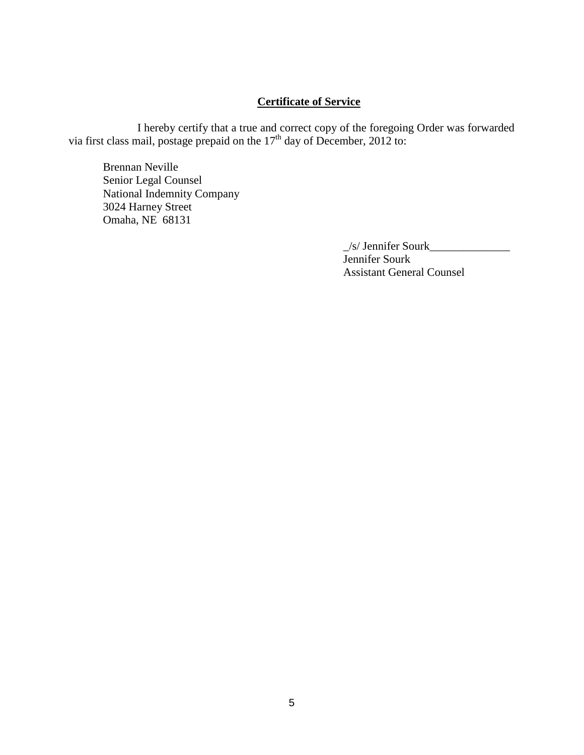**Certificate of Service**

I hereby certify that a true and correct copy of the foregoing Order was forwarded via first class mail, postage prepaid on the 17th day of December, 2012 to:

Brennan Neville
Senior Legal Counsel
National Indemnity Company
3024 Harney Street
Omaha, NE 68131

_/s/ Jennifer Sourk______________
Jennifer Sourk
Assistant General Counsel